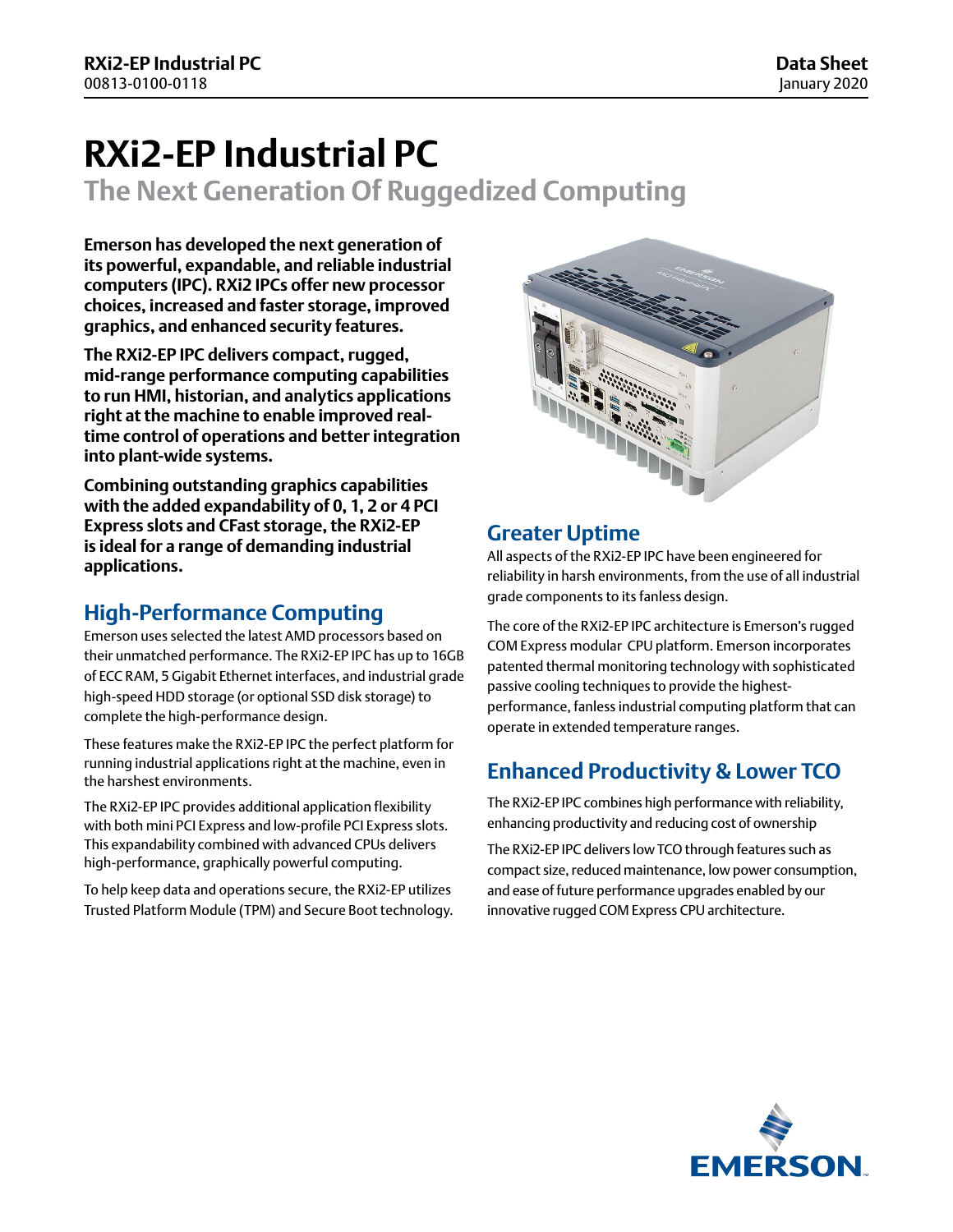# RXi2-EP Industrial PC

## The Next Generation Of Ruggedized Computing

**Emerson has developed the next generation of its powerful, expandable, and reliable industrial computers (IPC). RXi2 IPCs offer new processor choices, increased and faster storage, improved graphics, and enhanced security features.**

**The RXi2-EP IPC delivers compact, rugged, mid-range performance computing capabilities to run HMI, historian, and analytics applications right at the machine to enable improved real-time control of operations and better integration into plant-wide systems.**

**Combining outstanding graphics capabilities with the added expandability of 0, 1, 2 or 4 PCI Express slots and CFast storage, the RXi2-EP is ideal for a range of demanding industrial applications.**

## High-Performance Computing

Emerson uses selected the latest AMD processors based on their unmatched performance. The RXi2-EP IPC has up to 16GB of ECC RAM, 5 Gigabit Ethernet interfaces, and industrial grade high-speed HDD storage (or optional SSD disk storage) to complete the high-performance design.

These features make the RXi2-EP IPC the perfect platform for running industrial applications right at the machine, even in the harshest environments.

The RXi2-EP IPC provides additional application flexibility with both mini PCI Express and low-profile PCI Express slots. This expandability combined with advanced CPUs delivers high-performance, graphically powerful computing.

To help keep data and operations secure, the RXi2-EP utilizes Trusted Platform Module (TPM) and Secure Boot technology.

## Greater Uptime

All aspects of the RXi2-EP IPC have been engineered for reliability in harsh environments, from the use of all industrial grade components to its fanless design.

The core of the RXi2-EP IPC architecture is Emerson's rugged COM Express modular CPU platform. Emerson incorporates patented thermal monitoring technology with sophisticated passive cooling techniques to provide the highest-performance, fanless industrial computing platform that can operate in extended temperature ranges.

## Enhanced Productivity & Lower TCO

The RXi2-EP IPC combines high performance with reliability, enhancing productivity and reducing cost of ownership

The RXi2-EP IPC delivers low TCO through features such as compact size, reduced maintenance, low power consumption, and ease of future performance upgrades enabled by our innovative rugged COM Express CPU architecture.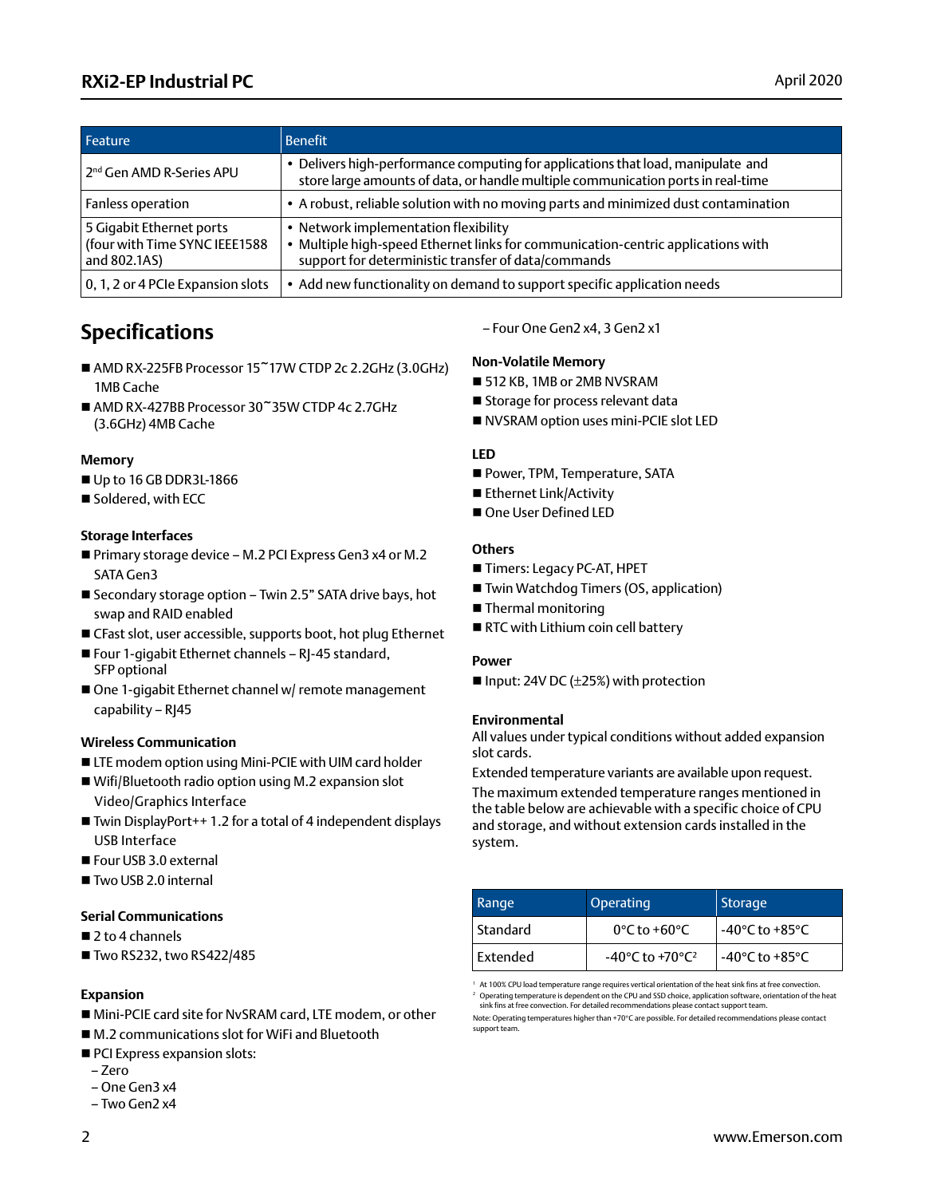| Feature | Benefit |
| --- | --- |
| 2nd Gen AMD R-Series APU | • Delivers high-performance computing for applications that load, manipulate and store large amounts of data, or handle multiple communication ports in real-time |
| Fanless operation | • A robust, reliable solution with no moving parts and minimized dust contamination |
| 5 Gigabit Ethernet ports (four with Time SYNC IEEE1588 and 802.1AS) | • Network implementation flexibility<br>• Multiple high-speed Ethernet links for communication-centric applications with support for deterministic transfer of data/commands |
| 0, 1, 2 or 4 PCIe Expansion slots | • Add new functionality on demand to support specific application needs |

## Specifications

- AMD RX-225FB Processor 15~17W CTDP 2c 2.2GHz (3.0GHz) 1MB Cache
- AMD RX-427BB Processor 30~35W CTDP 4c 2.7GHz (3.6GHz) 4MB Cache

### Memory

- Up to 16 GB DDR3L-1866
- Soldered, with ECC

### Storage Interfaces

- Primary storage device – M.2 PCI Express Gen3 x4 or M.2 SATA Gen3
- Secondary storage option – Twin 2.5" SATA drive bays, hot swap and RAID enabled
- CFast slot, user accessible, supports boot, hot plug Ethernet
- Four 1-gigabit Ethernet channels – RJ-45 standard, SFP optional
- One 1-gigabit Ethernet channel w/ remote management capability – RJ45

### Wireless Communication

- LTE modem option using Mini-PCIE with UIM card holder
- Wifi/Bluetooth radio option using M.2 expansion slot Video/Graphics Interface
- Twin DisplayPort++ 1.2 for a total of 4 independent displays USB Interface
- Four USB 3.0 external
- Two USB 2.0 internal

### Serial Communications

- 2 to 4 channels
- Two RS232, two RS422/485

### Expansion

- Mini-PCIE card site for NvSRAM card, LTE modem, or other
- M.2 communications slot for WiFi and Bluetooth
- PCI Express expansion slots:
  - Zero
  - One Gen3 x4
  - Two Gen2 x4
  - Four One Gen2 x4, 3 Gen2 x1

### Non-Volatile Memory

- 512 KB, 1MB or 2MB NVSRAM
- Storage for process relevant data
- NVSRAM option uses mini-PCIE slot LED

### LED

- Power, TPM, Temperature, SATA
- Ethernet Link/Activity
- One User Defined LED

### Others

- Timers: Legacy PC-AT, HPET
- Twin Watchdog Timers (OS, application)
- Thermal monitoring
- RTC with Lithium coin cell battery

### Power

- Input: 24V DC (±25%) with protection

### Environmental

All values under typical conditions without added expansion slot cards.

Extended temperature variants are available upon request.

The maximum extended temperature ranges mentioned in the table below are achievable with a specific choice of CPU and storage, and without extension cards installed in the system.

| Range | Operating | Storage |
| --- | --- | --- |
| Standard | 0°C to +60°C | -40°C to +85°C |
| Extended | -40°C to +70°C[2] | -40°C to +85°C |

[1] At 100% CPU load temperature range requires vertical orientation of the heat sink fins at free convection.

[2] Operating temperature is dependent on the CPU and SSD choice, application software, orientation of the heat sink fins at free convection. For detailed recommendations please contact support team.

Note: Operating temperatures higher than +70°C are possible. For detailed recommendations please contact support team.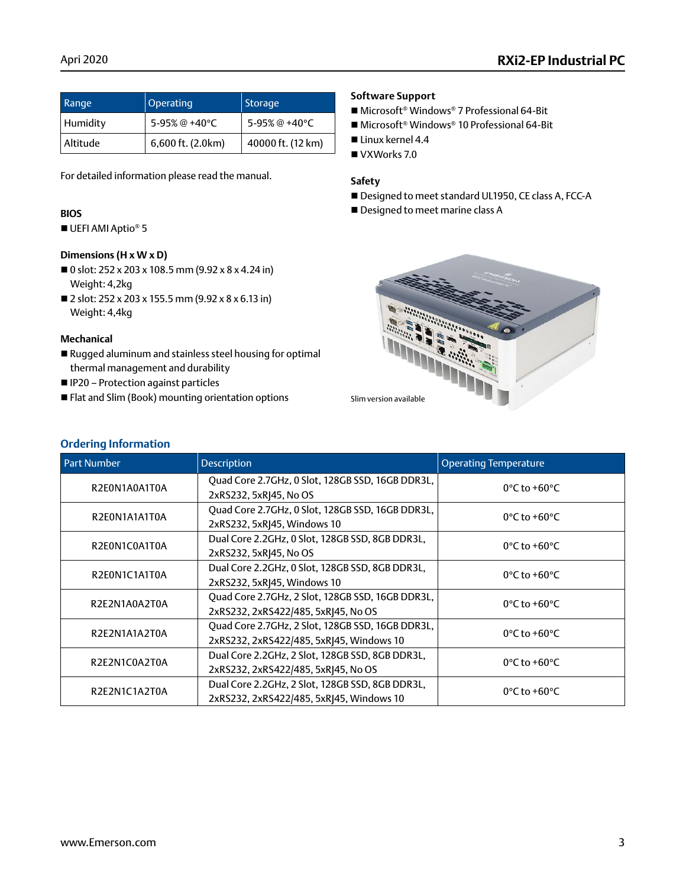| Range | Operating | Storage |
| --- | --- | --- |
| Humidity | 5-95% @ +40°C | 5-95% @ +40°C |
| Altitude | 6,600 ft. (2.0km) | 40000 ft. (12 km) |

For detailed information please read the manual.

**BIOS**

- UEFI AMI Aptio® 5

**Dimensions (H x W x D)**

- 0 slot: 252 x 203 x 108.5 mm (9.92 x 8 x 4.24 in)
  Weight: 4,2kg
- 2 slot: 252 x 203 x 155.5 mm (9.92 x 8 x 6.13 in)
  Weight: 4,4kg

**Mechanical**

- Rugged aluminum and stainless steel housing for optimal thermal management and durability
- IP20 – Protection against particles
- Flat and Slim (Book) mounting orientation options

**Software Support**

- Microsoft® Windows® 7 Professional 64-Bit
- Microsoft® Windows® 10 Professional 64-Bit
- Linux kernel 4.4
- VXWorks 7.0

**Safety**

- Designed to meet standard UL1950, CE class A, FCC-A
- Designed to meet marine class A

Slim version available

## Ordering Information

| Part Number | Description | Operating Temperature |
| --- | --- | --- |
| R2E0N1A0A1T0A | Quad Core 2.7GHz, 0 Slot, 128GB SSD, 16GB DDR3L, 2xRS232, 5xRJ45, No OS | 0°C to +60°C |
| R2E0N1A1A1T0A | Quad Core 2.7GHz, 0 Slot, 128GB SSD, 16GB DDR3L, 2xRS232, 5xRJ45, Windows 10 | 0°C to +60°C |
| R2E0N1C0A1T0A | Dual Core 2.2GHz, 0 Slot, 128GB SSD, 8GB DDR3L, 2xRS232, 5xRJ45, No OS | 0°C to +60°C |
| R2E0N1C1A1T0A | Dual Core 2.2GHz, 0 Slot, 128GB SSD, 8GB DDR3L, 2xRS232, 5xRJ45, Windows 10 | 0°C to +60°C |
| R2E2N1A0A2T0A | Quad Core 2.7GHz, 2 Slot, 128GB SSD, 16GB DDR3L, 2xRS232, 2xRS422/485, 5xRJ45, No OS | 0°C to +60°C |
| R2E2N1A1A2T0A | Quad Core 2.7GHz, 2 Slot, 128GB SSD, 16GB DDR3L, 2xRS232, 2xRS422/485, 5xRJ45, Windows 10 | 0°C to +60°C |
| R2E2N1C0A2T0A | Dual Core 2.2GHz, 2 Slot, 128GB SSD, 8GB DDR3L, 2xRS232, 2xRS422/485, 5xRJ45, No OS | 0°C to +60°C |
| R2E2N1C1A2T0A | Dual Core 2.2GHz, 2 Slot, 128GB SSD, 8GB DDR3L, 2xRS232, 2xRS422/485, 5xRJ45, Windows 10 | 0°C to +60°C |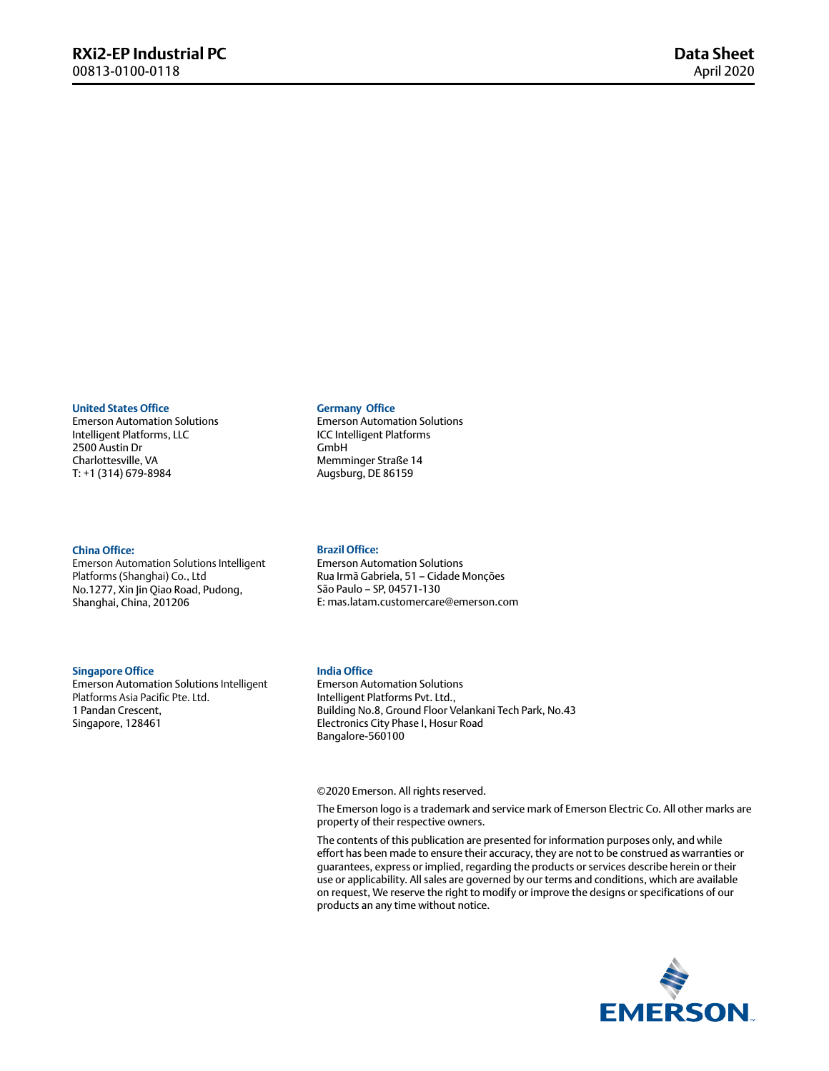**United States Office**
Emerson Automation Solutions
Intelligent Platforms, LLC
2500 Austin Dr
Charlottesville, VA
T: +1 (314) 679-8984

**Germany Office**
Emerson Automation Solutions
ICC Intelligent Platforms
GmbH
Memminger Straße 14
Augsburg, DE 86159

**China Office:**
Emerson Automation Solutions Intelligent
Platforms (Shanghai) Co., Ltd
No.1277, Xin Jin Qiao Road, Pudong,
Shanghai, China, 201206

**Brazil Office:**
Emerson Automation Solutions
Rua Irmã Gabriela, 51 – Cidade Monções
São Paulo – SP, 04571-130
E: mas.latam.customercare@emerson.com

**Singapore Office**
Emerson Automation Solutions Intelligent
Platforms Asia Pacific Pte. Ltd.
1 Pandan Crescent,
Singapore, 128461

**India Office**
Emerson Automation Solutions
Intelligent Platforms Pvt. Ltd.,
Building No.8, Ground Floor Velankani Tech Park, No.43
Electronics City Phase I, Hosur Road
Bangalore-560100

©2020 Emerson. All rights reserved.

The Emerson logo is a trademark and service mark of Emerson Electric Co. All other marks are property of their respective owners.

The contents of this publication are presented for information purposes only, and while effort has been made to ensure their accuracy, they are not to be construed as warranties or guarantees, express or implied, regarding the products or services describe herein or their use or applicability. All sales are governed by our terms and conditions, which are available on request, We reserve the right to modify or improve the designs or specifications of our products an any time without notice.

EMERSON